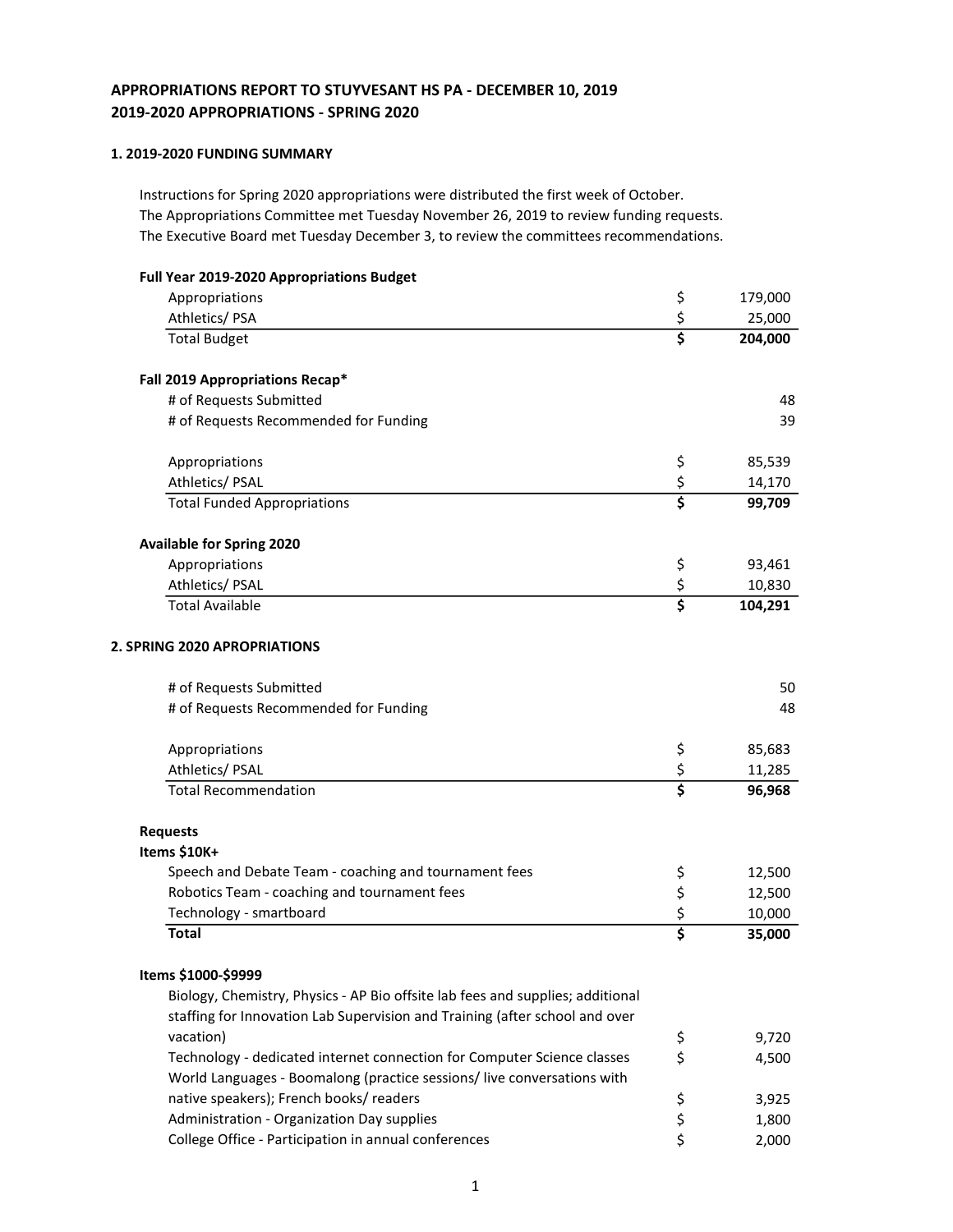# APPROPRIATIONS REPORT TO STUYVESANT HS PA - DECEMBER 10, 2019
# 2019-2020 APPROPRIATIONS - SPRING 2020

## 1. 2019-2020 FUNDING SUMMARY

Instructions for Spring 2020 appropriations were distributed the first week of October.
The Appropriations Committee met Tuesday November 26, 2019 to review funding requests.
The Executive Board met Tuesday December 3, to review the committees recommendations.

**Full Year 2019-2020 Appropriations Budget**

| | | |
|---|---|---|
| Appropriations | $ | 179,000 |
| Athletics/ PSA | $ | 25,000 |
| Total Budget | **$** | **204,000** |

**Fall 2019 Appropriations Recap***

| | | |
|---|---|---|
| # of Requests Submitted | | 48 |
| # of Requests Recommended for Funding | | 39 |
| Appropriations | $ | 85,539 |
| Athletics/ PSAL | $ | 14,170 |
| Total Funded Appropriations | **$** | **99,709** |

**Available for Spring 2020**

| | | |
|---|---|---|
| Appropriations | $ | 93,461 |
| Athletics/ PSAL | $ | 10,830 |
| Total Available | **$** | **104,291** |

## 2. SPRING 2020 APROPRIATIONS

| | | |
|---|---|---|
| # of Requests Submitted | | 50 |
| # of Requests Recommended for Funding | | 48 |
| Appropriations | $ | 85,683 |
| Athletics/ PSAL | $ | 11,285 |
| Total Recommendation | **$** | **96,968** |

**Requests**

**Items $10K+**

| | | |
|---|---|---|
| Speech and Debate Team - coaching and tournament fees | $ | 12,500 |
| Robotics Team - coaching and tournament fees | $ | 12,500 |
| Technology - smartboard | $ | 10,000 |
| **Total** | **$** | **35,000** |

**Items $1000-$9999**

| | | |
|---|---|---|
| Biology, Chemistry, Physics - AP Bio offsite lab fees and supplies; additional staffing for Innovation Lab Supervision and Training (after school and over vacation) | $ | 9,720 |
| Technology - dedicated internet connection for Computer Science classes | $ | 4,500 |
| World Languages - Boomalong (practice sessions/ live conversations with native speakers); French books/ readers | $ | 3,925 |
| Administration - Organization Day supplies | $ | 1,800 |
| College Office - Participation in annual conferences | $ | 2,000 |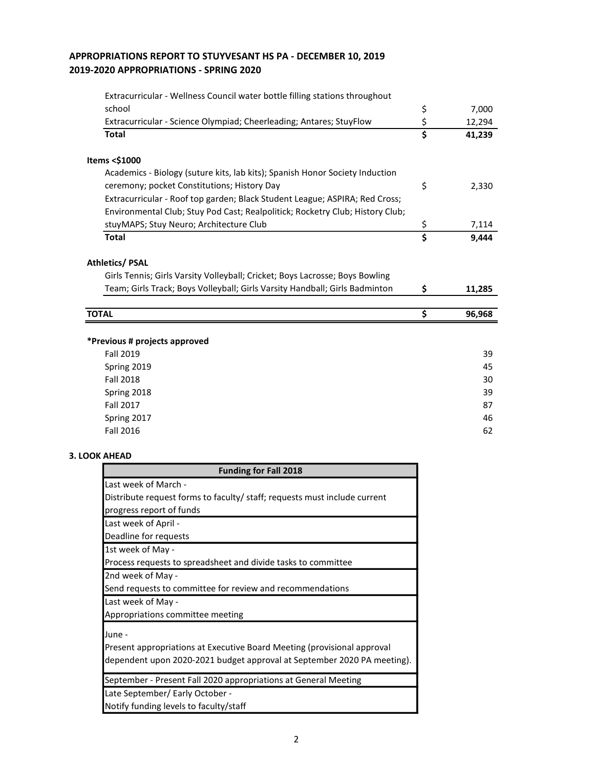## APPROPRIATIONS REPORT TO STUYVESANT HS PA - DECEMBER 10, 2019
## 2019-2020 APPROPRIATIONS - SPRING 2020

| | | |
|---|---|---|
| Extracurricular - Wellness Council water bottle filling stations throughout school | $ | 7,000 |
| Extracurricular - Science Olympiad; Cheerleading; Antares; StuyFlow | $ | 12,294 |
| **Total** | **$** | **41,239** |
| | | |
| **Items <$1000** | | |
| Academics - Biology (suture kits, lab kits); Spanish Honor Society Induction ceremony; pocket Constitutions; History Day | $ | 2,330 |
| Extracurricular - Roof top garden; Black Student League; ASPIRA; Red Cross; Environmental Club; Stuy Pod Cast; Realpolitick; Rocketry Club; History Club; stuyMAPS; Stuy Neuro; Architecture Club | $ | 7,114 |
| **Total** | **$** | **9,444** |
| | | |
| **Athletics/ PSAL** | | |
| Girls Tennis; Girls Varsity Volleyball; Cricket; Boys Lacrosse; Boys Bowling Team; Girls Track; Boys Volleyball; Girls Varsity Handball; Girls Badminton | **$** | **11,285** |
| | | |
| **TOTAL** | **$** | **96,968** |

**\*Previous # projects approved**

| | |
|---|---|
| Fall 2019 | 39 |
| Spring 2019 | 45 |
| Fall 2018 | 30 |
| Spring 2018 | 39 |
| Fall 2017 | 87 |
| Spring 2017 | 46 |
| Fall 2016 | 62 |

**3. LOOK AHEAD**

| **Funding for Fall 2018** |
|---|
| Last week of March - Distribute request forms to faculty/ staff; requests must include current progress report of funds |
| Last week of April - Deadline for requests |
| 1st week of May - Process requests to spreadsheet and divide tasks to committee |
| 2nd week of May - Send requests to committee for review and recommendations |
| Last week of May - Appropriations committee meeting |
| June - Present appropriations at Executive Board Meeting (provisional approval dependent upon 2020-2021 budget approval at September 2020 PA meeting). |
| September - Present Fall 2020 appropriations at General Meeting |
| Late September/ Early October - Notify funding levels to faculty/staff |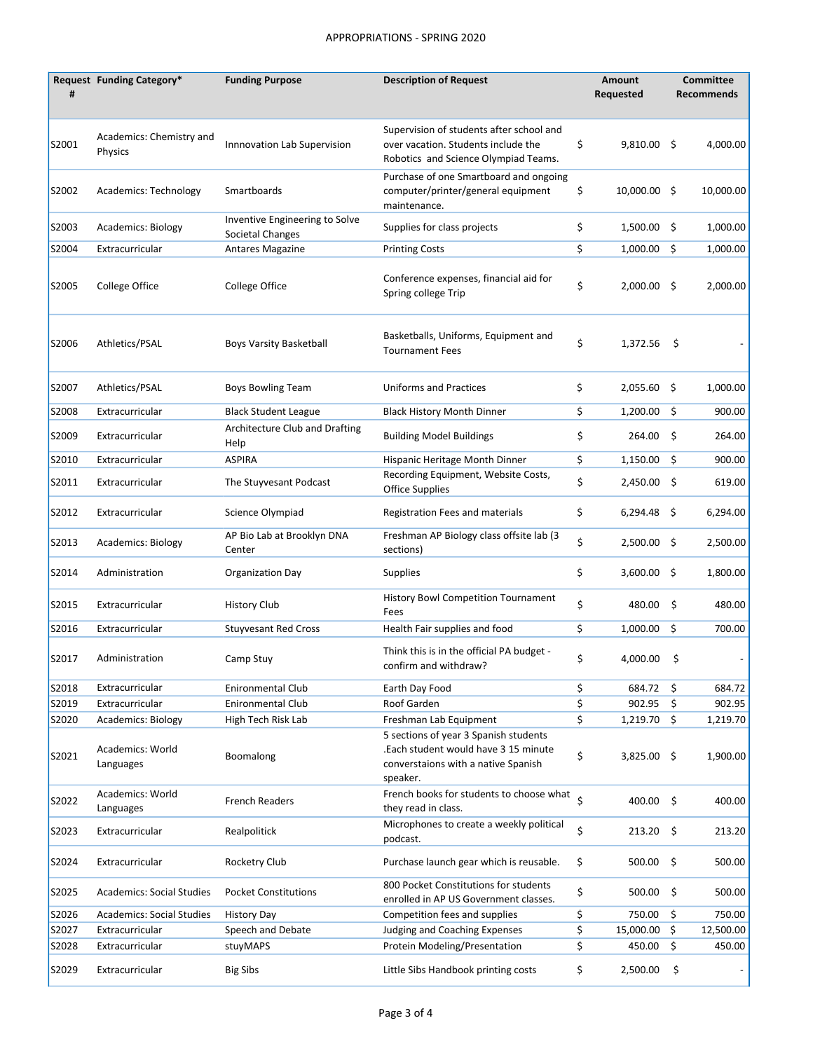# APPROPRIATIONS - SPRING 2020

| Request # | Funding Category* | Funding Purpose | Description of Request | Amount Requested | Committee Recommends |
|---|---|---|---|---|---|
| S2001 | Academics: Chemistry and Physics | Innnovation Lab Supervision | Supervision of students after school and over vacation. Students include the Robotics and Science Olympiad Teams. | $ 9,810.00 | $ 4,000.00 |
| S2002 | Academics: Technology | Smartboards | Purchase of one Smartboard and ongoing computer/printer/general equipment maintenance. | $ 10,000.00 | $ 10,000.00 |
| S2003 | Academics: Biology | Inventive Engineering to Solve Societal Changes | Supplies for class projects | $ 1,500.00 | $ 1,000.00 |
| S2004 | Extracurricular | Antares Magazine | Printing Costs | $ 1,000.00 | $ 1,000.00 |
| S2005 | College Office | College Office | Conference expenses, financial aid for Spring college Trip | $ 2,000.00 | $ 2,000.00 |
| S2006 | Athletics/PSAL | Boys Varsity Basketball | Basketballs, Uniforms, Equipment and Tournament Fees | $ 1,372.56 | $ - |
| S2007 | Athletics/PSAL | Boys Bowling Team | Uniforms and Practices | $ 2,055.60 | $ 1,000.00 |
| S2008 | Extracurricular | Black Student League | Black History Month Dinner | $ 1,200.00 | $ 900.00 |
| S2009 | Extracurricular | Architecture Club and Drafting Help | Building Model Buildings | $ 264.00 | $ 264.00 |
| S2010 | Extracurricular | ASPIRA | Hispanic Heritage Month Dinner | $ 1,150.00 | $ 900.00 |
| S2011 | Extracurricular | The Stuyvesant Podcast | Recording Equipment, Website Costs, Office Supplies | $ 2,450.00 | $ 619.00 |
| S2012 | Extracurricular | Science Olympiad | Registration Fees and materials | $ 6,294.48 | $ 6,294.00 |
| S2013 | Academics: Biology | AP Bio Lab at Brooklyn DNA Center | Freshman AP Biology class offsite lab (3 sections) | $ 2,500.00 | $ 2,500.00 |
| S2014 | Administration | Organization Day | Supplies | $ 3,600.00 | $ 1,800.00 |
| S2015 | Extracurricular | History Club | History Bowl Competition Tournament Fees | $ 480.00 | $ 480.00 |
| S2016 | Extracurricular | Stuyvesant Red Cross | Health Fair supplies and food | $ 1,000.00 | $ 700.00 |
| S2017 | Administration | Camp Stuy | Think this is in the official PA budget - confirm and withdraw? | $ 4,000.00 | $ - |
| S2018 | Extracurricular | Enironmental Club | Earth Day Food | $ 684.72 | $ 684.72 |
| S2019 | Extracurricular | Enironmental Club | Roof Garden | $ 902.95 | $ 902.95 |
| S2020 | Academics: Biology | High Tech Risk Lab | Freshman Lab Equipment | $ 1,219.70 | $ 1,219.70 |
| S2021 | Academics: World Languages | Boomalong | 5 sections of year 3 Spanish students .Each student would have 3 15 minute converstaions with a native Spanish speaker. | $ 3,825.00 | $ 1,900.00 |
| S2022 | Academics: World Languages | French Readers | French books for students to choose what they read in class. | $ 400.00 | $ 400.00 |
| S2023 | Extracurricular | Realpolitick | Microphones to create a weekly political podcast. | $ 213.20 | $ 213.20 |
| S2024 | Extracurricular | Rocketry Club | Purchase launch gear which is reusable. | $ 500.00 | $ 500.00 |
| S2025 | Academics: Social Studies | Pocket Constitutions | 800 Pocket Constitutions for students enrolled in AP US Government classes. | $ 500.00 | $ 500.00 |
| S2026 | Academics: Social Studies | History Day | Competition fees and supplies | $ 750.00 | $ 750.00 |
| S2027 | Extracurricular | Speech and Debate | Judging and Coaching Expenses | $ 15,000.00 | $ 12,500.00 |
| S2028 | Extracurricular | stuyMAPS | Protein Modeling/Presentation | $ 450.00 | $ 450.00 |
| S2029 | Extracurricular | Big Sibs | Little Sibs Handbook printing costs | $ 2,500.00 | $ - |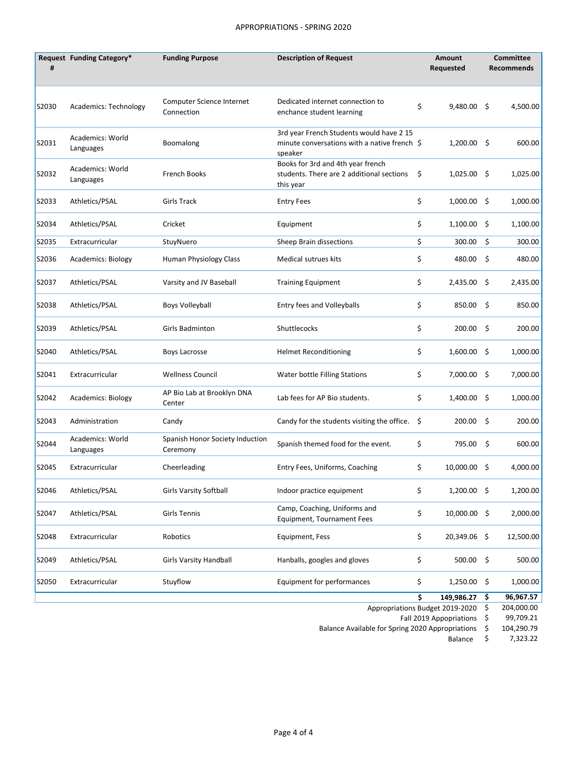## APPROPRIATIONS - SPRING 2020

| Request # | Funding Category* | Funding Purpose | Description of Request | Amount Requested | Committee Recommends |
|---|---|---|---|---|---|
| S2030 | Academics: Technology | Computer Science Internet Connection | Dedicated internet connection to enchance student learning | $ 9,480.00 | $ 4,500.00 |
| S2031 | Academics: World Languages | Boomalong | 3rd year French Students would have 2 15 minute conversations with a native french speaker | $ 1,200.00 | $ 600.00 |
| S2032 | Academics: World Languages | French Books | Books for 3rd and 4th year french students. There are 2 additional sections this year | $ 1,025.00 | $ 1,025.00 |
| S2033 | Athletics/PSAL | Girls Track | Entry Fees | $ 1,000.00 | $ 1,000.00 |
| S2034 | Athletics/PSAL | Cricket | Equipment | $ 1,100.00 | $ 1,100.00 |
| S2035 | Extracurricular | StuyNuero | Sheep Brain dissections | $ 300.00 | $ 300.00 |
| S2036 | Academics: Biology | Human Physiology Class | Medical sutrues kits | $ 480.00 | $ 480.00 |
| S2037 | Athletics/PSAL | Varsity and JV Baseball | Training Equipment | $ 2,435.00 | $ 2,435.00 |
| S2038 | Athletics/PSAL | Boys Volleyball | Entry fees and Volleyballs | $ 850.00 | $ 850.00 |
| S2039 | Athletics/PSAL | Girls Badminton | Shuttlecocks | $ 200.00 | $ 200.00 |
| S2040 | Athletics/PSAL | Boys Lacrosse | Helmet Reconditioning | $ 1,600.00 | $ 1,000.00 |
| S2041 | Extracurricular | Wellness Council | Water bottle Filling Stations | $ 7,000.00 | $ 7,000.00 |
| S2042 | Academics: Biology | AP Bio Lab at Brooklyn DNA Center | Lab fees for AP Bio students. | $ 1,400.00 | $ 1,000.00 |
| S2043 | Administration | Candy | Candy for the students visiting the office. | $ 200.00 | $ 200.00 |
| S2044 | Academics: World Languages | Spanish Honor Society Induction Ceremony | Spanish themed food for the event. | $ 795.00 | $ 600.00 |
| S2045 | Extracurricular | Cheerleading | Entry Fees, Uniforms, Coaching | $ 10,000.00 | $ 4,000.00 |
| S2046 | Athletics/PSAL | Girls Varsity Softball | Indoor practice equipment | $ 1,200.00 | $ 1,200.00 |
| S2047 | Athletics/PSAL | Girls Tennis | Camp, Coaching, Uniforms and Equipment, Tournament Fees | $ 10,000.00 | $ 2,000.00 |
| S2048 | Extracurricular | Robotics | Equipment, Fess | $ 20,349.06 | $ 12,500.00 |
| S2049 | Athletics/PSAL | Girls Varsity Handball | Hanballs, googles and gloves | $ 500.00 | $ 500.00 |
| S2050 | Extracurricular | Stuyflow | Equipment for performances | $ 1,250.00 | $ 1,000.00 |
| | | | | **$ 149,986.27** | **$ 96,967.57** |

| | |
|---|---|
| Appropriations Budget 2019-2020 | $ 204,000.00 |
| Fall 2019 Appropriations | $ 99,709.21 |
| Balance Available for Spring 2020 Appropriations | $ 104,290.79 |
| Balance | $ 7,323.22 |